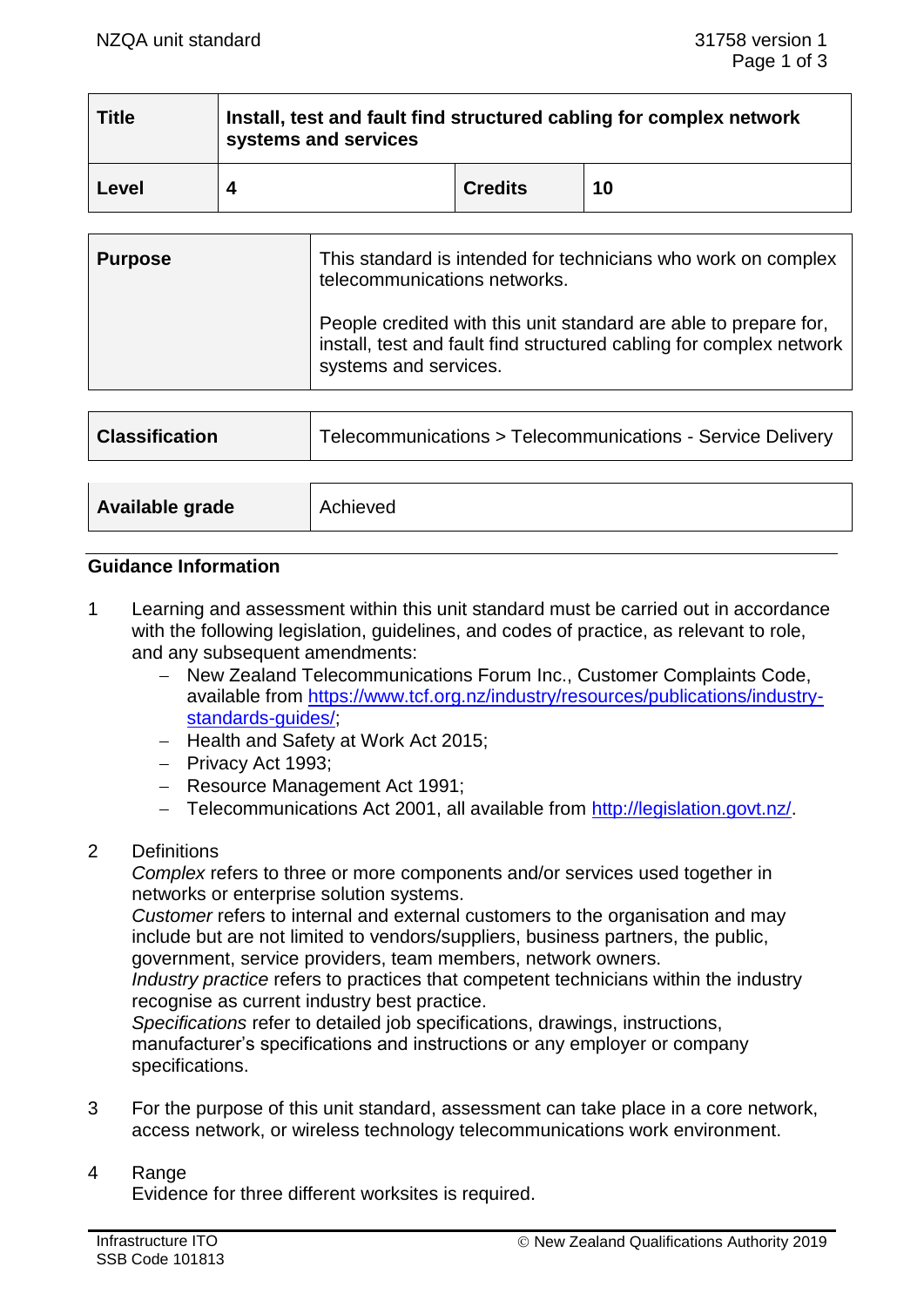| Title | Install, test and fault find structured cabling for complex network systems and services | | |
|---|---|---|---|
| Level | 4 | Credits | 10 |

| Purpose | This standard is intended for technicians who work on complex telecommunications networks.<br><br>People credited with this unit standard are able to prepare for, install, test and fault find structured cabling for complex network systems and services. |
|---|---|

| Classification | Telecommunications > Telecommunications - Service Delivery |
|---|---|

| Available grade | Achieved |
|---|---|

## Guidance Information

1. Learning and assessment within this unit standard must be carried out in accordance with the following legislation, guidelines, and codes of practice, as relevant to role, and any subsequent amendments:
   - New Zealand Telecommunications Forum Inc., Customer Complaints Code, available from https://www.tcf.org.nz/industry/resources/publications/industry-standards-guides/;
   - Health and Safety at Work Act 2015;
   - Privacy Act 1993;
   - Resource Management Act 1991;
   - Telecommunications Act 2001, all available from http://legislation.govt.nz/.

2. Definitions
   *Complex* refers to three or more components and/or services used together in networks or enterprise solution systems.
   *Customer* refers to internal and external customers to the organisation and may include but are not limited to vendors/suppliers, business partners, the public, government, service providers, team members, network owners.
   *Industry practice* refers to practices that competent technicians within the industry recognise as current industry best practice.
   *Specifications* refer to detailed job specifications, drawings, instructions, manufacturer's specifications and instructions or any employer or company specifications.

3. For the purpose of this unit standard, assessment can take place in a core network, access network, or wireless technology telecommunications work environment.

4. Range
   Evidence for three different worksites is required.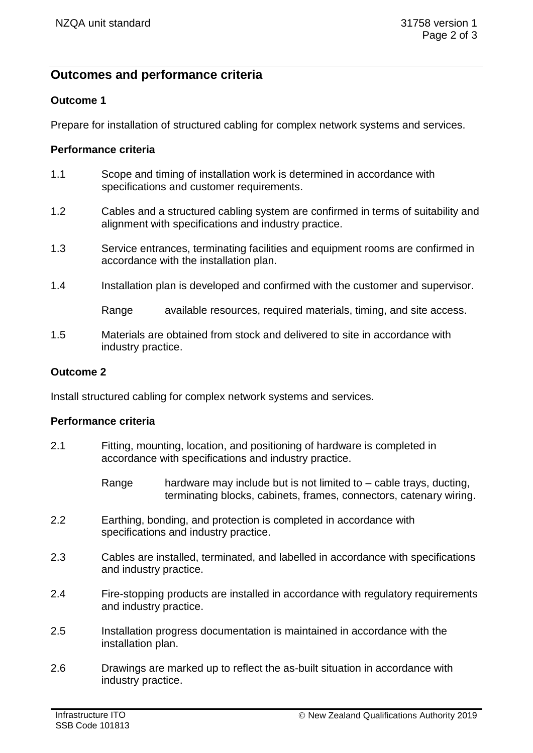## Outcomes and performance criteria

### Outcome 1

Prepare for installation of structured cabling for complex network systems and services.

#### Performance criteria

1.1 Scope and timing of installation work is determined in accordance with specifications and customer requirements.

1.2 Cables and a structured cabling system are confirmed in terms of suitability and alignment with specifications and industry practice.

1.3 Service entrances, terminating facilities and equipment rooms are confirmed in accordance with the installation plan.

1.4 Installation plan is developed and confirmed with the customer and supervisor.

Range available resources, required materials, timing, and site access.

1.5 Materials are obtained from stock and delivered to site in accordance with industry practice.

### Outcome 2

Install structured cabling for complex network systems and services.

#### Performance criteria

2.1 Fitting, mounting, location, and positioning of hardware is completed in accordance with specifications and industry practice.

Range hardware may include but is not limited to – cable trays, ducting, terminating blocks, cabinets, frames, connectors, catenary wiring.

2.2 Earthing, bonding, and protection is completed in accordance with specifications and industry practice.

2.3 Cables are installed, terminated, and labelled in accordance with specifications and industry practice.

2.4 Fire-stopping products are installed in accordance with regulatory requirements and industry practice.

2.5 Installation progress documentation is maintained in accordance with the installation plan.

2.6 Drawings are marked up to reflect the as-built situation in accordance with industry practice.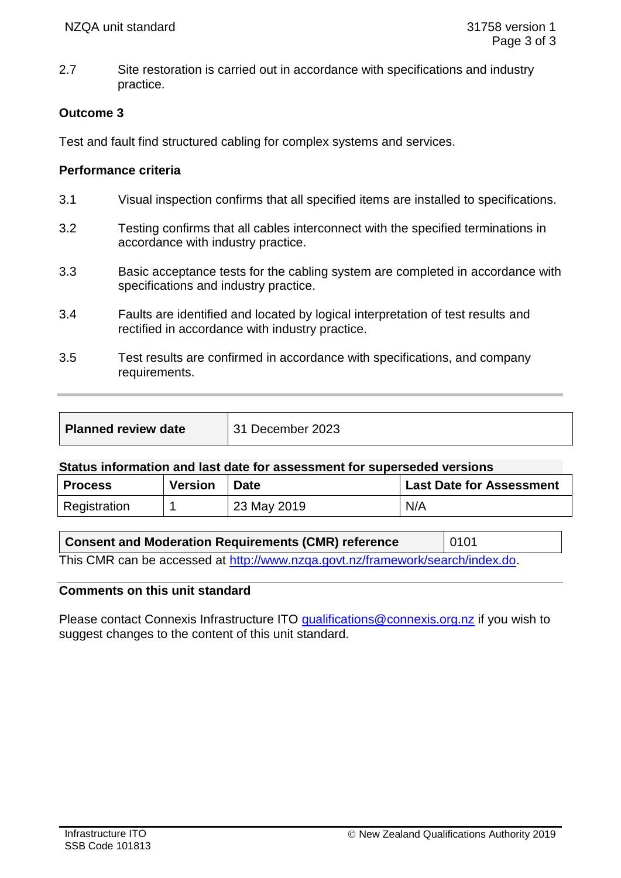2.7 Site restoration is carried out in accordance with specifications and industry practice.

**Outcome 3**

Test and fault find structured cabling for complex systems and services.

**Performance criteria**

3.1 Visual inspection confirms that all specified items are installed to specifications.

3.2 Testing confirms that all cables interconnect with the specified terminations in accordance with industry practice.

3.3 Basic acceptance tests for the cabling system are completed in accordance with specifications and industry practice.

3.4 Faults are identified and located by logical interpretation of test results and rectified in accordance with industry practice.

3.5 Test results are confirmed in accordance with specifications, and company requirements.

| | |
|---|---|
| **Planned review date** | 31 December 2023 |

**Status information and last date for assessment for superseded versions**

| Process | Version | Date | Last Date for Assessment |
|---|---|---|---|
| Registration | 1 | 23 May 2019 | N/A |

| | |
|---|---|
| **Consent and Moderation Requirements (CMR) reference** | 0101 |

This CMR can be accessed at http://www.nzqa.govt.nz/framework/search/index.do.

**Comments on this unit standard**

Please contact Connexis Infrastructure ITO qualifications@connexis.org.nz if you wish to suggest changes to the content of this unit standard.